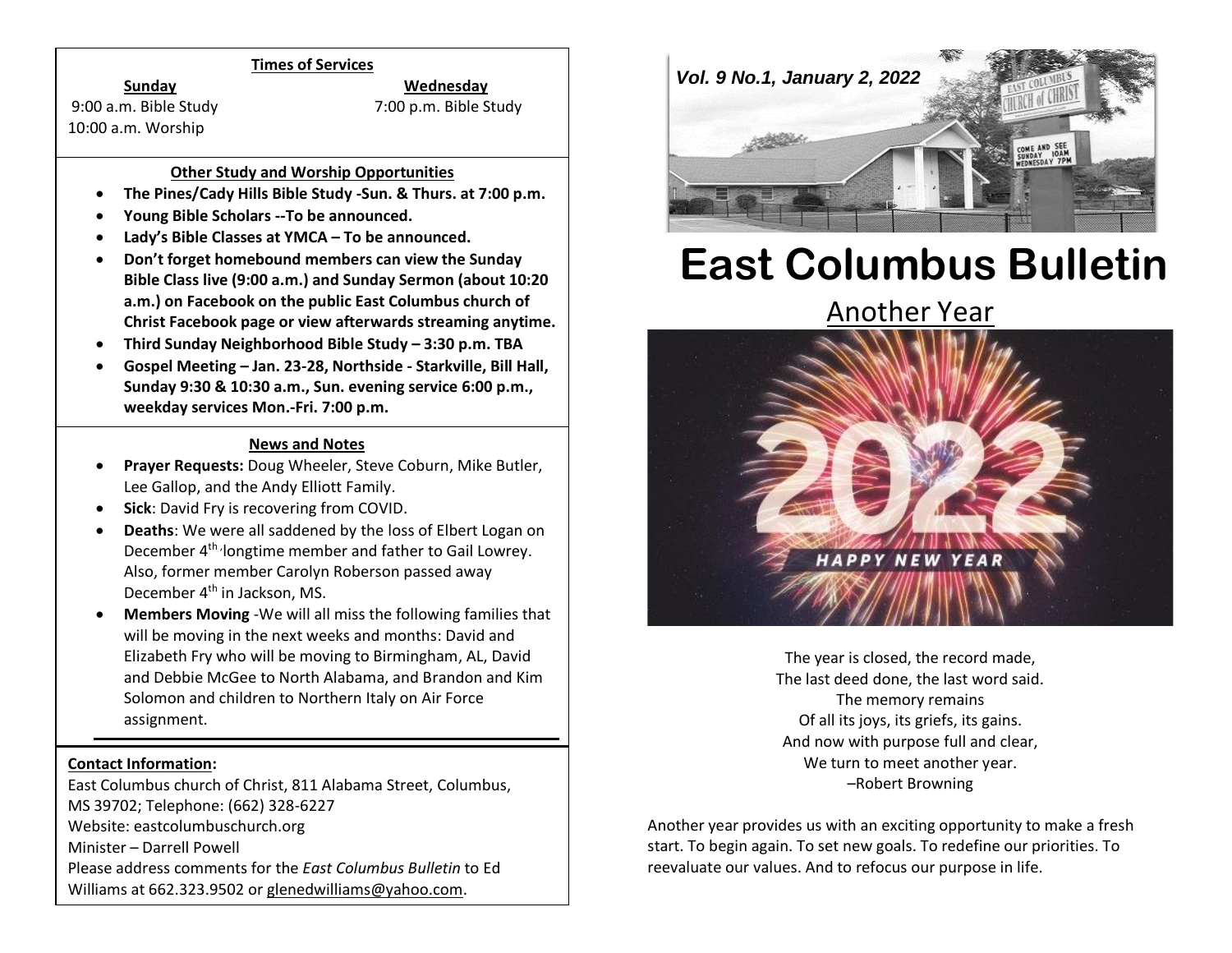## Times of Services

**Sunday**
9:00 a.m. Bible Study
10:00 a.m. Worship

**Wednesday**
7:00 p.m. Bible Study

## Other Study and Worship Opportunities

- **The Pines/Cady Hills Bible Study -Sun. & Thurs. at 7:00 p.m.**
- **Young Bible Scholars --To be announced.**
- **Lady's Bible Classes at YMCA – To be announced.**
- **Don't forget homebound members can view the Sunday Bible Class live (9:00 a.m.) and Sunday Sermon (about 10:20 a.m.) on Facebook on the public East Columbus church of Christ Facebook page or view afterwards streaming anytime.**
- **Third Sunday Neighborhood Bible Study – 3:30 p.m. TBA**
- **Gospel Meeting – Jan. 23-28, Northside - Starkville, Bill Hall, Sunday 9:30 & 10:30 a.m., Sun. evening service 6:00 p.m., weekday services Mon.-Fri. 7:00 p.m.**

## News and Notes

- **Prayer Requests:** Doug Wheeler, Steve Coburn, Mike Butler, Lee Gallop, and the Andy Elliott Family.
- **Sick**: David Fry is recovering from COVID.
- **Deaths**: We were all saddened by the loss of Elbert Logan on December 4th, longtime member and father to Gail Lowrey. Also, former member Carolyn Roberson passed away December 4th in Jackson, MS.
- **Members Moving** -We will all miss the following families that will be moving in the next weeks and months: David and Elizabeth Fry who will be moving to Birmingham, AL, David and Debbie McGee to North Alabama, and Brandon and Kim Solomon and children to Northern Italy on Air Force assignment.

**Contact Information:**
East Columbus church of Christ, 811 Alabama Street, Columbus, MS 39702; Telephone: (662) 328-6227
Website: eastcolumbuschurch.org
Minister – Darrell Powell
Please address comments for the *East Columbus Bulletin* to Ed Williams at 662.323.9502 or glenedwilliams@yahoo.com.

*Vol. 9 No.1, January 2, 2022*

# East Columbus Bulletin

## Another Year

The year is closed, the record made,
The last deed done, the last word said.
The memory remains
Of all its joys, its griefs, its gains.
And now with purpose full and clear,
We turn to meet another year.
–Robert Browning

Another year provides us with an exciting opportunity to make a fresh start. To begin again. To set new goals. To redefine our priorities. To reevaluate our values. And to refocus our purpose in life.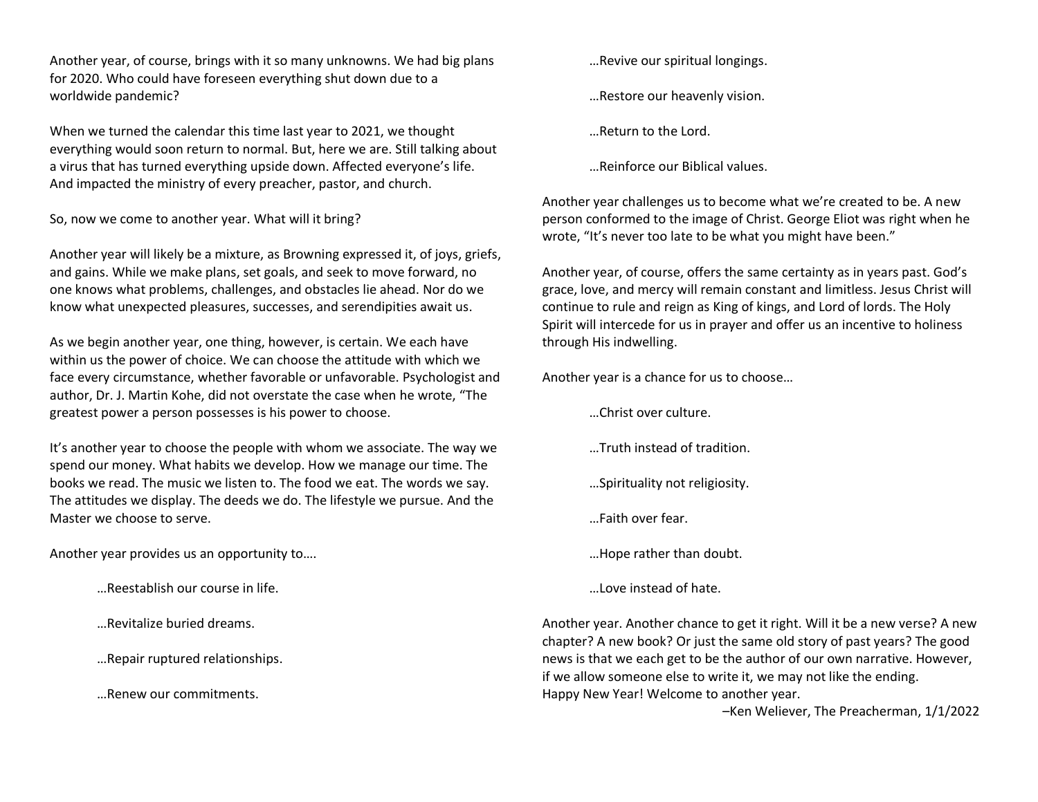Another year, of course, brings with it so many unknowns. We had big plans for 2020. Who could have foreseen everything shut down due to a worldwide pandemic?

When we turned the calendar this time last year to 2021, we thought everything would soon return to normal. But, here we are. Still talking about a virus that has turned everything upside down. Affected everyone's life. And impacted the ministry of every preacher, pastor, and church.

So, now we come to another year. What will it bring?

Another year will likely be a mixture, as Browning expressed it, of joys, griefs, and gains. While we make plans, set goals, and seek to move forward, no one knows what problems, challenges, and obstacles lie ahead. Nor do we know what unexpected pleasures, successes, and serendipities await us.

As we begin another year, one thing, however, is certain. We each have within us the power of choice. We can choose the attitude with which we face every circumstance, whether favorable or unfavorable. Psychologist and author, Dr. J. Martin Kohe, did not overstate the case when he wrote, "The greatest power a person possesses is his power to choose.

It's another year to choose the people with whom we associate. The way we spend our money. What habits we develop. How we manage our time. The books we read. The music we listen to. The food we eat. The words we say. The attitudes we display. The deeds we do. The lifestyle we pursue. And the Master we choose to serve.

Another year provides us an opportunity to….

…Reestablish our course in life.

…Revitalize buried dreams.

…Repair ruptured relationships.

…Renew our commitments.

…Revive our spiritual longings.

…Restore our heavenly vision.

…Return to the Lord.

…Reinforce our Biblical values.

Another year challenges us to become what we're created to be. A new person conformed to the image of Christ. George Eliot was right when he wrote, "It's never too late to be what you might have been."

Another year, of course, offers the same certainty as in years past. God's grace, love, and mercy will remain constant and limitless. Jesus Christ will continue to rule and reign as King of kings, and Lord of lords. The Holy Spirit will intercede for us in prayer and offer us an incentive to holiness through His indwelling.

Another year is a chance for us to choose…

…Christ over culture.

…Truth instead of tradition.

…Spirituality not religiosity.

…Faith over fear.

…Hope rather than doubt.

…Love instead of hate.

Another year. Another chance to get it right. Will it be a new verse? A new chapter? A new book? Or just the same old story of past years? The good news is that we each get to be the author of our own narrative. However, if we allow someone else to write it, we may not like the ending.
Happy New Year! Welcome to another year.

–Ken Weliever, The Preacherman, 1/1/2022